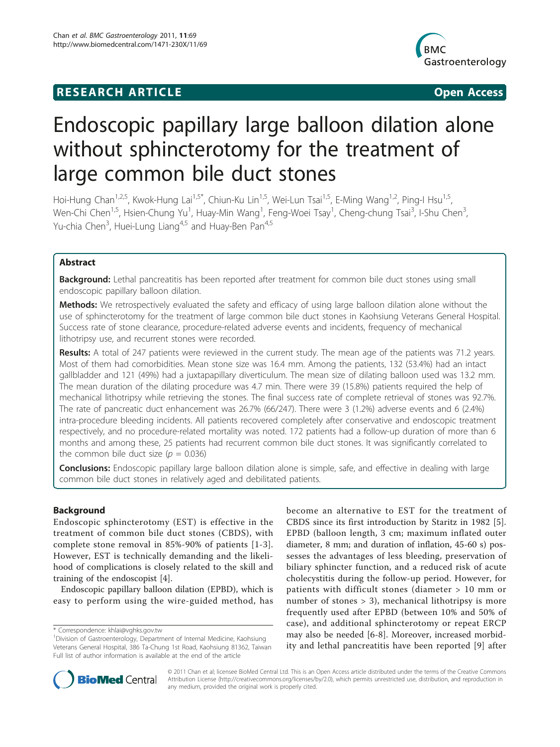**RESEARCH ARTICLE** **Open Access**

# Endoscopic papillary large balloon dilation alone without sphincterotomy for the treatment of large common bile duct stones

Hoi-Hung Chan[1,2,5], Kwok-Hung Lai[1,5*], Chiun-Ku Lin[1,5], Wei-Lun Tsai[1,5], E-Ming Wang[1,2], Ping-I Hsu[1,5], Wen-Chi Chen[1,5], Hsien-Chung Yu[1], Huay-Min Wang[1], Feng-Woei Tsay[1], Cheng-chung Tsai[3], I-Shu Chen[3], Yu-chia Chen[3], Huei-Lung Liang[4,5] and Huay-Ben Pan[4,5]

## Abstract

**Background:** Lethal pancreatitis has been reported after treatment for common bile duct stones using small endoscopic papillary balloon dilation.

**Methods:** We retrospectively evaluated the safety and efficacy of using large balloon dilation alone without the use of sphincterotomy for the treatment of large common bile duct stones in Kaohsiung Veterans General Hospital. Success rate of stone clearance, procedure-related adverse events and incidents, frequency of mechanical lithotripsy use, and recurrent stones were recorded.

**Results:** A total of 247 patients were reviewed in the current study. The mean age of the patients was 71.2 years. Most of them had comorbidities. Mean stone size was 16.4 mm. Among the patients, 132 (53.4%) had an intact gallbladder and 121 (49%) had a juxtapapillary diverticulum. The mean size of dilating balloon used was 13.2 mm. The mean duration of the dilating procedure was 4.7 min. There were 39 (15.8%) patients required the help of mechanical lithotripsy while retrieving the stones. The final success rate of complete retrieval of stones was 92.7%. The rate of pancreatic duct enhancement was 26.7% (66/247). There were 3 (1.2%) adverse events and 6 (2.4%) intra-procedure bleeding incidents. All patients recovered completely after conservative and endoscopic treatment respectively, and no procedure-related mortality was noted. 172 patients had a follow-up duration of more than 6 months and among these, 25 patients had recurrent common bile duct stones. It was significantly correlated to the common bile duct size ($p = 0.036$)

**Conclusions:** Endoscopic papillary large balloon dilation alone is simple, safe, and effective in dealing with large common bile duct stones in relatively aged and debilitated patients.

## Background

Endoscopic sphincterotomy (EST) is effective in the treatment of common bile duct stones (CBDS), with complete stone removal in 85%-90% of patients [1-3]. However, EST is technically demanding and the likelihood of complications is closely related to the skill and training of the endoscopist [4].

Endoscopic papillary balloon dilation (EPBD), which is easy to perform using the wire-guided method, has become an alternative to EST for the treatment of CBDS since its first introduction by Staritz in 1982 [5]. EPBD (balloon length, 3 cm; maximum inflated outer diameter, 8 mm; and duration of inflation, 45-60 s) possesses the advantages of less bleeding, preservation of biliary sphincter function, and a reduced risk of acute cholecystitis during the follow-up period. However, for patients with difficult stones (diameter > 10 mm or number of stones > 3), mechanical lithotripsy is more frequently used after EPBD (between 10% and 50% of case), and additional sphincterotomy or repeat ERCP may also be needed [6-8]. Moreover, increased morbidity and lethal pancreatitis have been reported [9] after

\* Correspondence: khlai@vghks.gov.tw
[1]Division of Gastroenterology, Department of Internal Medicine, Kaohsiung Veterans General Hospital, 386 Ta-Chung 1st Road, Kaohsiung 81362, Taiwan
Full list of author information is available at the end of the article

© 2011 Chan et al; licensee BioMed Central Ltd. This is an Open Access article distributed under the terms of the Creative Commons Attribution License (http://creativecommons.org/licenses/by/2.0), which permits unrestricted use, distribution, and reproduction in any medium, provided the original work is properly cited.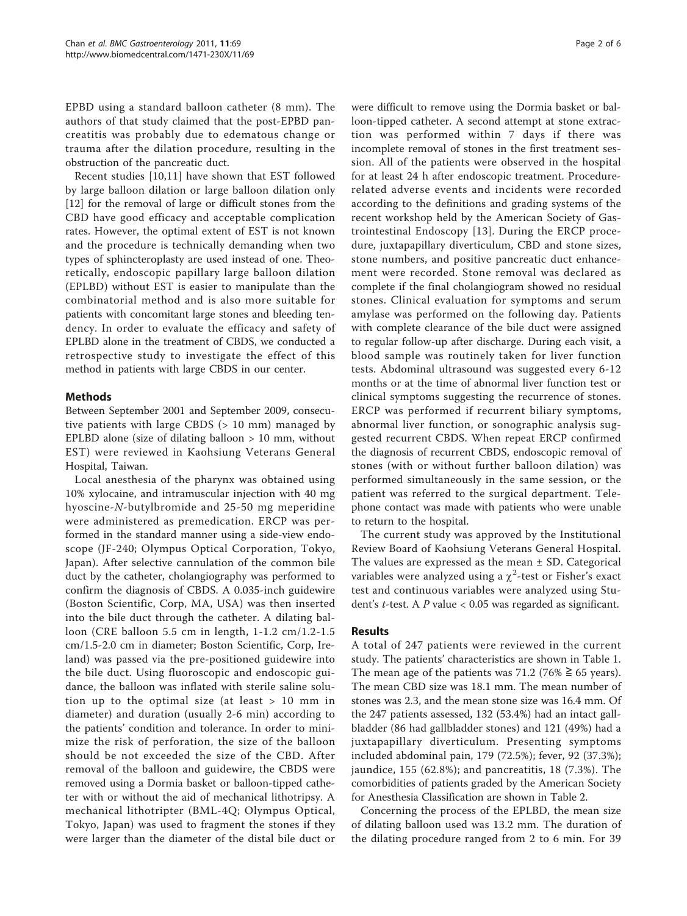EPBD using a standard balloon catheter (8 mm). The authors of that study claimed that the post-EPBD pancreatitis was probably due to edematous change or trauma after the dilation procedure, resulting in the obstruction of the pancreatic duct.

Recent studies [10,11] have shown that EST followed by large balloon dilation or large balloon dilation only [12] for the removal of large or difficult stones from the CBD have good efficacy and acceptable complication rates. However, the optimal extent of EST is not known and the procedure is technically demanding when two types of sphincteroplasty are used instead of one. Theoretically, endoscopic papillary large balloon dilation (EPLBD) without EST is easier to manipulate than the combinatorial method and is also more suitable for patients with concomitant large stones and bleeding tendency. In order to evaluate the efficacy and safety of EPLBD alone in the treatment of CBDS, we conducted a retrospective study to investigate the effect of this method in patients with large CBDS in our center.

## Methods

Between September 2001 and September 2009, consecutive patients with large CBDS (> 10 mm) managed by EPLBD alone (size of dilating balloon > 10 mm, without EST) were reviewed in Kaohsiung Veterans General Hospital, Taiwan.

Local anesthesia of the pharynx was obtained using 10% xylocaine, and intramuscular injection with 40 mg hyoscine-*N*-butylbromide and 25-50 mg meperidine were administered as premedication. ERCP was performed in the standard manner using a side-view endoscope (JF-240; Olympus Optical Corporation, Tokyo, Japan). After selective cannulation of the common bile duct by the catheter, cholangiography was performed to confirm the diagnosis of CBDS. A 0.035-inch guidewire (Boston Scientific, Corp, MA, USA) was then inserted into the bile duct through the catheter. A dilating balloon (CRE balloon 5.5 cm in length, 1-1.2 cm/1.2-1.5 cm/1.5-2.0 cm in diameter; Boston Scientific, Corp, Ireland) was passed via the pre-positioned guidewire into the bile duct. Using fluoroscopic and endoscopic guidance, the balloon was inflated with sterile saline solution up to the optimal size (at least > 10 mm in diameter) and duration (usually 2-6 min) according to the patients' condition and tolerance. In order to minimize the risk of perforation, the size of the balloon should be not exceeded the size of the CBD. After removal of the balloon and guidewire, the CBDS were removed using a Dormia basket or balloon-tipped catheter with or without the aid of mechanical lithotripsy. A mechanical lithotripter (BML-4Q; Olympus Optical, Tokyo, Japan) was used to fragment the stones if they were larger than the diameter of the distal bile duct or were difficult to remove using the Dormia basket or balloon-tipped catheter. A second attempt at stone extraction was performed within 7 days if there was incomplete removal of stones in the first treatment session. All of the patients were observed in the hospital for at least 24 h after endoscopic treatment. Procedure-related adverse events and incidents were recorded according to the definitions and grading systems of the recent workshop held by the American Society of Gastrointestinal Endoscopy [13]. During the ERCP procedure, juxtapapillary diverticulum, CBD and stone sizes, stone numbers, and positive pancreatic duct enhancement were recorded. Stone removal was declared as complete if the final cholangiogram showed no residual stones. Clinical evaluation for symptoms and serum amylase was performed on the following day. Patients with complete clearance of the bile duct were assigned to regular follow-up after discharge. During each visit, a blood sample was routinely taken for liver function tests. Abdominal ultrasound was suggested every 6-12 months or at the time of abnormal liver function test or clinical symptoms suggesting the recurrence of stones. ERCP was performed if recurrent biliary symptoms, abnormal liver function, or sonographic analysis suggested recurrent CBDS. When repeat ERCP confirmed the diagnosis of recurrent CBDS, endoscopic removal of stones (with or without further balloon dilation) was performed simultaneously in the same session, or the patient was referred to the surgical department. Telephone contact was made with patients who were unable to return to the hospital.

The current study was approved by the Institutional Review Board of Kaohsiung Veterans General Hospital. The values are expressed as the mean ± SD. Categorical variables were analyzed using a $\chi^2$-test or Fisher's exact test and continuous variables were analyzed using Student's *t*-test. A *P* value < 0.05 was regarded as significant.

## Results

A total of 247 patients were reviewed in the current study. The patients' characteristics are shown in Table 1. The mean age of the patients was 71.2 (76% ≧ 65 years). The mean CBD size was 18.1 mm. The mean number of stones was 2.3, and the mean stone size was 16.4 mm. Of the 247 patients assessed, 132 (53.4%) had an intact gallbladder (86 had gallbladder stones) and 121 (49%) had a juxtapapillary diverticulum. Presenting symptoms included abdominal pain, 179 (72.5%); fever, 92 (37.3%); jaundice, 155 (62.8%); and pancreatitis, 18 (7.3%). The comorbidities of patients graded by the American Society for Anesthesia Classification are shown in Table 2.

Concerning the process of the EPLBD, the mean size of dilating balloon used was 13.2 mm. The duration of the dilating procedure ranged from 2 to 6 min. For 39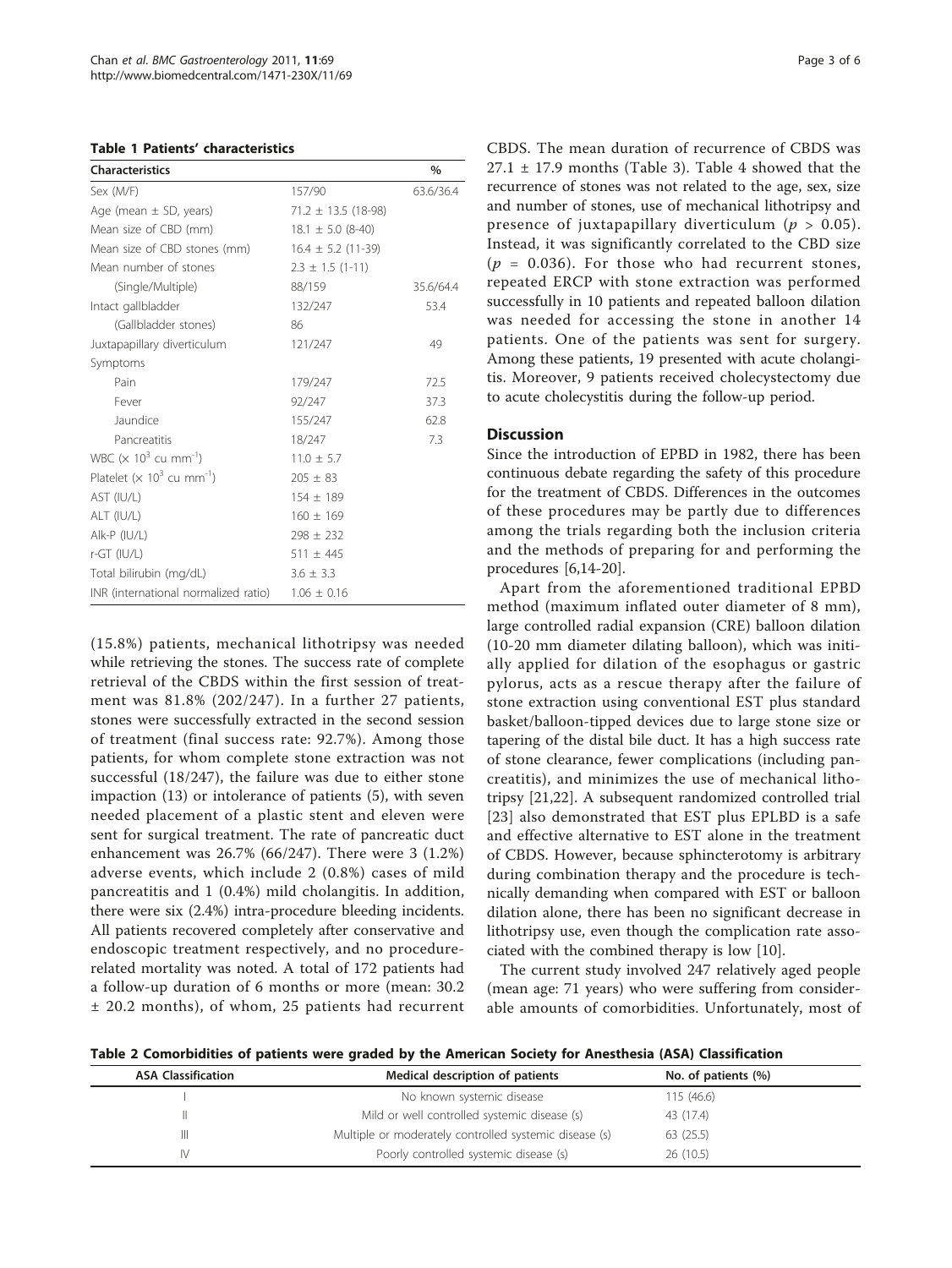**Table 1 Patients' characteristics**

| Characteristics | | % |
|---|---|---|
| Sex (M/F) | 157/90 | 63.6/36.4 |
| Age (mean ± SD, years) | 71.2 ± 13.5 (18-98) | |
| Mean size of CBD (mm) | 18.1 ± 5.0 (8-40) | |
| Mean size of CBD stones (mm) | 16.4 ± 5.2 (11-39) | |
| Mean number of stones | 2.3 ± 1.5 (1-11) | |
| (Single/Multiple) | 88/159 | 35.6/64.4 |
| Intact gallbladder | 132/247 | 53.4 |
| (Gallbladder stones) | 86 | |
| Juxtapapillary diverticulum | 121/247 | 49 |
| Symptoms | | |
| Pain | 179/247 | 72.5 |
| Fever | 92/247 | 37.3 |
| Jaundice | 155/247 | 62.8 |
| Pancreatitis | 18/247 | 7.3 |
| WBC ($\times 10^3$ cu mm$^{-1}$) | 11.0 ± 5.7 | |
| Platelet ($\times 10^3$ cu mm$^{-1}$) | 205 ± 83 | |
| AST (IU/L) | 154 ± 189 | |
| ALT (IU/L) | 160 ± 169 | |
| Alk-P (IU/L) | 298 ± 232 | |
| r-GT (IU/L) | 511 ± 445 | |
| Total bilirubin (mg/dL) | 3.6 ± 3.3 | |
| INR (international normalized ratio) | 1.06 ± 0.16 | |

(15.8%) patients, mechanical lithotripsy was needed while retrieving the stones. The success rate of complete retrieval of the CBDS within the first session of treatment was 81.8% (202/247). In a further 27 patients, stones were successfully extracted in the second session of treatment (final success rate: 92.7%). Among those patients, for whom complete stone extraction was not successful (18/247), the failure was due to either stone impaction (13) or intolerance of patients (5), with seven needed placement of a plastic stent and eleven were sent for surgical treatment. The rate of pancreatic duct enhancement was 26.7% (66/247). There were 3 (1.2%) adverse events, which include 2 (0.8%) cases of mild pancreatitis and 1 (0.4%) mild cholangitis. In addition, there were six (2.4%) intra-procedure bleeding incidents. All patients recovered completely after conservative and endoscopic treatment respectively, and no procedure-related mortality was noted. A total of 172 patients had a follow-up duration of 6 months or more (mean: 30.2 ± 20.2 months), of whom, 25 patients had recurrent CBDS. The mean duration of recurrence of CBDS was 27.1 ± 17.9 months (Table 3). Table 4 showed that the recurrence of stones was not related to the age, sex, size and number of stones, use of mechanical lithotripsy and presence of juxtapapillary diverticulum ($p > 0.05$). Instead, it was significantly correlated to the CBD size ($p = 0.036$). For those who had recurrent stones, repeated ERCP with stone extraction was performed successfully in 10 patients and repeated balloon dilation was needed for accessing the stone in another 14 patients. One of the patients was sent for surgery. Among these patients, 19 presented with acute cholangitis. Moreover, 9 patients received cholecystectomy due to acute cholecystitis during the follow-up period.

## Discussion

Since the introduction of EPBD in 1982, there has been continuous debate regarding the safety of this procedure for the treatment of CBDS. Differences in the outcomes of these procedures may be partly due to differences among the trials regarding both the inclusion criteria and the methods of preparing for and performing the procedures [6,14-20].

Apart from the aforementioned traditional EPBD method (maximum inflated outer diameter of 8 mm), large controlled radial expansion (CRE) balloon dilation (10-20 mm diameter dilating balloon), which was initially applied for dilation of the esophagus or gastric pylorus, acts as a rescue therapy after the failure of stone extraction using conventional EST plus standard basket/balloon-tipped devices due to large stone size or tapering of the distal bile duct. It has a high success rate of stone clearance, fewer complications (including pancreatitis), and minimizes the use of mechanical lithotripsy [21,22]. A subsequent randomized controlled trial [23] also demonstrated that EST plus EPLBD is a safe and effective alternative to EST alone in the treatment of CBDS. However, because sphincterotomy is arbitrary during combination therapy and the procedure is technically demanding when compared with EST or balloon dilation alone, there has been no significant decrease in lithotripsy use, even though the complication rate associated with the combined therapy is low [10].

The current study involved 247 relatively aged people (mean age: 71 years) who were suffering from considerable amounts of comorbidities. Unfortunately, most of

**Table 2 Comorbidities of patients were graded by the American Society for Anesthesia (ASA) Classification**

| ASA Classification | Medical description of patients | No. of patients (%) |
|---|---|---|
| I | No known systemic disease | 115 (46.6) |
| II | Mild or well controlled systemic disease (s) | 43 (17.4) |
| III | Multiple or moderately controlled systemic disease (s) | 63 (25.5) |
| IV | Poorly controlled systemic disease (s) | 26 (10.5) |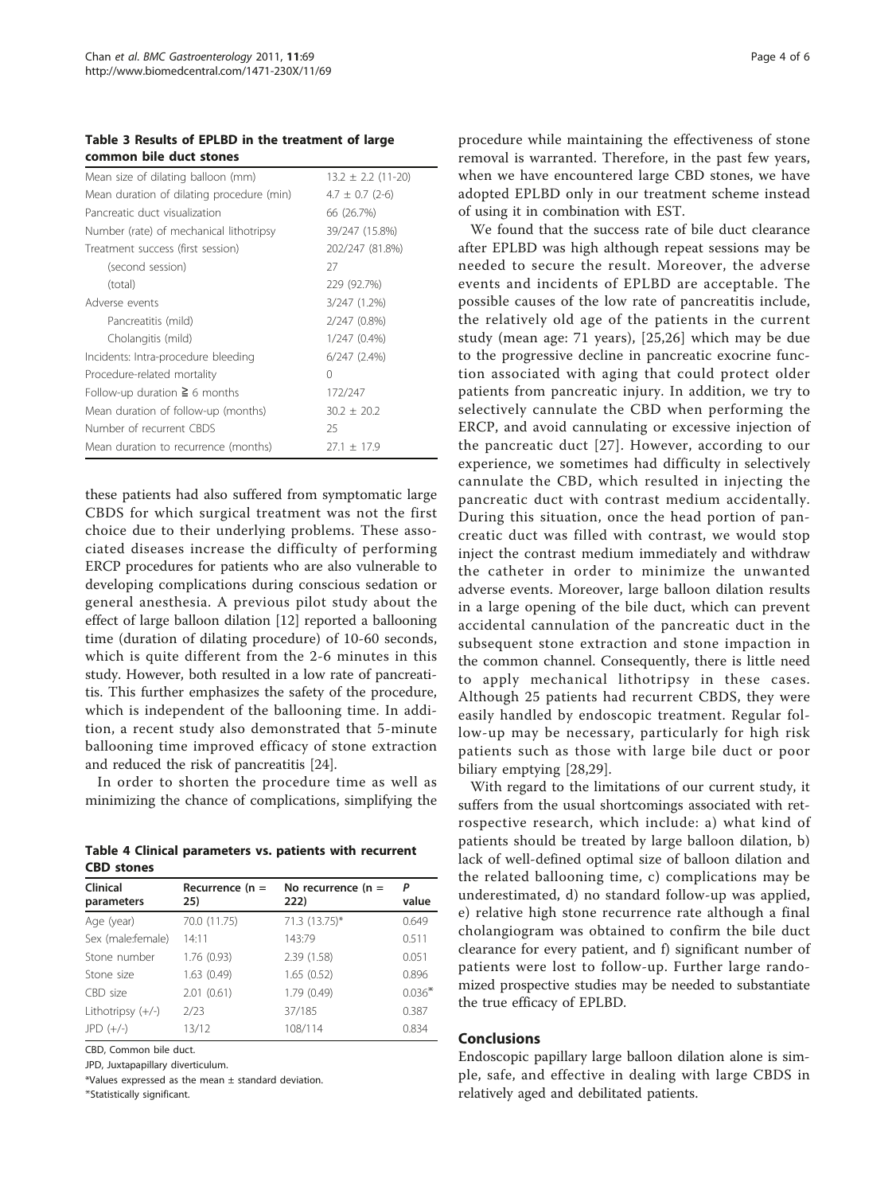**Table 3 Results of EPLBD in the treatment of large common bile duct stones**

| | |
|---|---|
| Mean size of dilating balloon (mm) | 13.2 ± 2.2 (11-20) |
| Mean duration of dilating procedure (min) | 4.7 ± 0.7 (2-6) |
| Pancreatic duct visualization | 66 (26.7%) |
| Number (rate) of mechanical lithotripsy | 39/247 (15.8%) |
| Treatment success (first session) | 202/247 (81.8%) |
| (second session) | 27 |
| (total) | 229 (92.7%) |
| Adverse events | 3/247 (1.2%) |
| Pancreatitis (mild) | 2/247 (0.8%) |
| Cholangitis (mild) | 1/247 (0.4%) |
| Incidents: Intra-procedure bleeding | 6/247 (2.4%) |
| Procedure-related mortality | 0 |
| Follow-up duration ≧ 6 months | 172/247 |
| Mean duration of follow-up (months) | 30.2 ± 20.2 |
| Number of recurrent CBDS | 25 |
| Mean duration to recurrence (months) | 27.1 ± 17.9 |

these patients had also suffered from symptomatic large CBDS for which surgical treatment was not the first choice due to their underlying problems. These associated diseases increase the difficulty of performing ERCP procedures for patients who are also vulnerable to developing complications during conscious sedation or general anesthesia. A previous pilot study about the effect of large balloon dilation [12] reported a ballooning time (duration of dilating procedure) of 10-60 seconds, which is quite different from the 2-6 minutes in this study. However, both resulted in a low rate of pancreatitis. This further emphasizes the safety of the procedure, which is independent of the ballooning time. In addition, a recent study also demonstrated that 5-minute ballooning time improved efficacy of stone extraction and reduced the risk of pancreatitis [24].

In order to shorten the procedure time as well as minimizing the chance of complications, simplifying the

**Table 4 Clinical parameters vs. patients with recurrent CBD stones**

| Clinical parameters | Recurrence (n = 25) | No recurrence (n = 222) | P value |
|---|---|---|---|
| Age (year) | 70.0 (11.75) | 71.3 (13.75)* | 0.649 |
| Sex (male:female) | 14:11 | 143:79 | 0.511 |
| Stone number | 1.76 (0.93) | 2.39 (1.58) | 0.051 |
| Stone size | 1.63 (0.49) | 1.65 (0.52) | 0.896 |
| CBD size | 2.01 (0.61) | 1.79 (0.49) | 0.036* |
| Lithotripsy (+/-) | 2/23 | 37/185 | 0.387 |
| JPD (+/-) | 13/12 | 108/114 | 0.834 |

CBD, Common bile duct.

JPD, Juxtapapillary diverticulum.

*Values expressed as the mean ± standard deviation.

*Statistically significant.

procedure while maintaining the effectiveness of stone removal is warranted. Therefore, in the past few years, when we have encountered large CBD stones, we have adopted EPLBD only in our treatment scheme instead of using it in combination with EST.

We found that the success rate of bile duct clearance after EPLBD was high although repeat sessions may be needed to secure the result. Moreover, the adverse events and incidents of EPLBD are acceptable. The possible causes of the low rate of pancreatitis include, the relatively old age of the patients in the current study (mean age: 71 years), [25,26] which may be due to the progressive decline in pancreatic exocrine function associated with aging that could protect older patients from pancreatic injury. In addition, we try to selectively cannulate the CBD when performing the ERCP, and avoid cannulating or excessive injection of the pancreatic duct [27]. However, according to our experience, we sometimes had difficulty in selectively cannulate the CBD, which resulted in injecting the pancreatic duct with contrast medium accidentally. During this situation, once the head portion of pancreatic duct was filled with contrast, we would stop inject the contrast medium immediately and withdraw the catheter in order to minimize the unwanted adverse events. Moreover, large balloon dilation results in a large opening of the bile duct, which can prevent accidental cannulation of the pancreatic duct in the subsequent stone extraction and stone impaction in the common channel. Consequently, there is little need to apply mechanical lithotripsy in these cases. Although 25 patients had recurrent CBDS, they were easily handled by endoscopic treatment. Regular follow-up may be necessary, particularly for high risk patients such as those with large bile duct or poor biliary emptying [28,29].

With regard to the limitations of our current study, it suffers from the usual shortcomings associated with retrospective research, which include: a) what kind of patients should be treated by large balloon dilation, b) lack of well-defined optimal size of balloon dilation and the related ballooning time, c) complications may be underestimated, d) no standard follow-up was applied, e) relative high stone recurrence rate although a final cholangiogram was obtained to confirm the bile duct clearance for every patient, and f) significant number of patients were lost to follow-up. Further large randomized prospective studies may be needed to substantiate the true efficacy of EPLBD.

## Conclusions

Endoscopic papillary large balloon dilation alone is simple, safe, and effective in dealing with large CBDS in relatively aged and debilitated patients.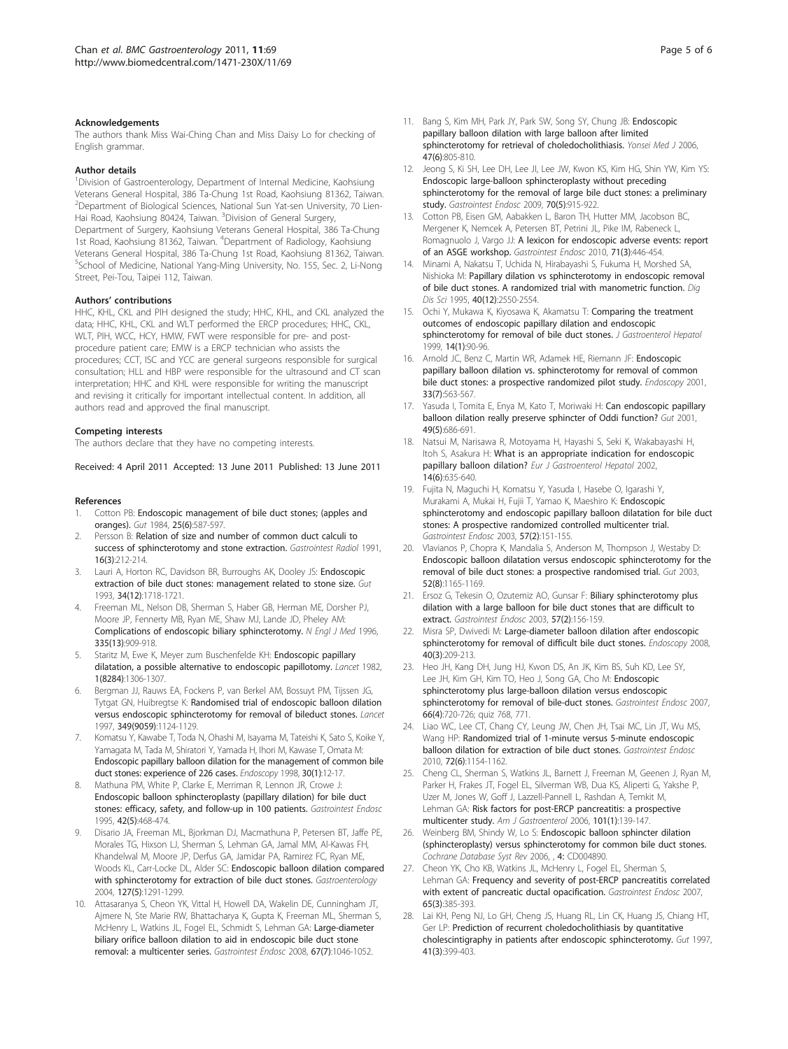#### Acknowledgements

The authors thank Miss Wai-Ching Chan and Miss Daisy Lo for checking of English grammar.

#### Author details

[1]Division of Gastroenterology, Department of Internal Medicine, Kaohsiung Veterans General Hospital, 386 Ta-Chung 1st Road, Kaohsiung 81362, Taiwan. [2]Department of Biological Sciences, National Sun Yat-sen University, 70 Lien-Hai Road, Kaohsiung 80424, Taiwan. [3]Division of General Surgery, Department of Surgery, Kaohsiung Veterans General Hospital, 386 Ta-Chung 1st Road, Kaohsiung 81362, Taiwan. [4]Department of Radiology, Kaohsiung Veterans General Hospital, 386 Ta-Chung 1st Road, Kaohsiung 81362, Taiwan. [5]School of Medicine, National Yang-Ming University, No. 155, Sec. 2, Li-Nong Street, Pei-Tou, Taipei 112, Taiwan.

#### Authors' contributions

HHC, KHL, CKL and PIH designed the study; HHC, KHL, and CKL analyzed the data; HHC, KHL, CKL and WLT performed the ERCP procedures; HHC, CKL, WLT, PIH, WCC, HCY, HMW, FWT were responsible for pre- and post-procedure patient care; EMW is a ERCP technician who assists the procedures; CCT, ISC and YCC are general surgeons responsible for surgical consultation; HLL and HBP were responsible for the ultrasound and CT scan interpretation; HHC and KHL were responsible for writing the manuscript and revising it critically for important intellectual content. In addition, all authors read and approved the final manuscript.

#### Competing interests

The authors declare that they have no competing interests.

Received: 4 April 2011 Accepted: 13 June 2011 Published: 13 June 2011

#### References

1. Cotton PB: **Endoscopic management of bile duct stones; (apples and oranges).** *Gut* 1984, **25(6)**:587-597.
2. Persson B: **Relation of size and number of common duct calculi to success of sphincterotomy and stone extraction.** *Gastrointest Radiol* 1991, **16(3)**:212-214.
3. Lauri A, Horton RC, Davidson BR, Burroughs AK, Dooley JS: **Endoscopic extraction of bile duct stones: management related to stone size.** *Gut* 1993, **34(12)**:1718-1721.
4. Freeman ML, Nelson DB, Sherman S, Haber GB, Herman ME, Dorsher PJ, Moore JP, Fennerty MB, Ryan ME, Shaw MJ, Lande JD, Pheley AM: **Complications of endoscopic biliary sphincterotomy.** *N Engl J Med* 1996, **335(13)**:909-918.
5. Staritz M, Ewe K, Meyer zum Buschenfelde KH: **Endoscopic papillary dilatation, a possible alternative to endoscopic papillotomy.** *Lancet* 1982, **1(8284)**:1306-1307.
6. Bergman JJ, Rauws EA, Fockens P, van Berkel AM, Bossuyt PM, Tijssen JG, Tytgat GN, Huibregtse K: **Randomised trial of endoscopic balloon dilation versus endoscopic sphincterotomy for removal of bileduct stones.** *Lancet* 1997, **349(9059)**:1124-1129.
7. Komatsu Y, Kawabe T, Toda N, Ohashi M, Isayama M, Tateishi K, Sato S, Koike Y, Yamagata M, Tada M, Shiratori Y, Yamada H, Ihori M, Kawase T, Omata M: **Endoscopic papillary balloon dilation for the management of common bile duct stones: experience of 226 cases.** *Endoscopy* 1998, **30(1)**:12-17.
8. Mathuna PM, White P, Clarke E, Merriman R, Lennon JR, Crowe J: **Endoscopic balloon sphincteroplasty (papillary dilation) for bile duct stones: efficacy, safety, and follow-up in 100 patients.** *Gastrointest Endosc* 1995, **42(5)**:468-474.
9. Disario JA, Freeman ML, Bjorkman DJ, Macmathuna P, Petersen BT, Jaffe PE, Morales TG, Hixson LJ, Sherman S, Lehman GA, Jamal MM, Al-Kawas FH, Khandelwal M, Moore JP, Derfus GA, Jamidar PA, Ramirez FC, Ryan ME, Woods KL, Carr-Locke DL, Alder SC: **Endoscopic balloon dilation compared with sphincterotomy for extraction of bile duct stones.** *Gastroenterology* 2004, **127(5)**:1291-1299.
10. Attasaranya S, Cheon YK, Vittal H, Howell DA, Wakelin DE, Cunningham JT, Ajmere N, Ste Marie RW, Bhattacharya K, Gupta K, Freeman ML, Sherman S, McHenry L, Watkins JL, Fogel EL, Schmidt S, Lehman GA: **Large-diameter biliary orifice balloon dilation to aid in endoscopic bile duct stone removal: a multicenter series.** *Gastrointest Endosc* 2008, **67(7)**:1046-1052.
11. Bang S, Kim MH, Park JY, Park SW, Song SY, Chung JB: **Endoscopic papillary balloon dilation with large balloon after limited sphincterotomy for retrieval of choledocholithiasis.** *Yonsei Med J* 2006, **47(6)**:805-810.
12. Jeong S, Ki SH, Lee DH, Lee JI, Lee JW, Kwon KS, Kim HG, Shin YW, Kim YS: **Endoscopic large-balloon sphincteroplasty without preceding sphincterotomy for the removal of large bile duct stones: a preliminary study.** *Gastrointest Endosc* 2009, **70(5)**:915-922.
13. Cotton PB, Eisen GM, Aabakken L, Baron TH, Hutter MM, Jacobson BC, Mergener K, Nemcek A, Petersen BT, Petrini JL, Pike IM, Rabeneck L, Romagnuolo J, Vargo JJ: **A lexicon for endoscopic adverse events: report of an ASGE workshop.** *Gastrointest Endosc* 2010, **71(3)**:446-454.
14. Minami A, Nakatsu T, Uchida N, Hirabayashi S, Fukuma H, Morshed SA, Nishioka M: **Papillary dilation vs sphincterotomy in endoscopic removal of bile duct stones. A randomized trial with manometric function.** *Dig Dis Sci* 1995, **40(12)**:2550-2554.
15. Ochi Y, Mukawa K, Kiyosawa K, Akamatsu T: **Comparing the treatment outcomes of endoscopic papillary dilation and endoscopic sphincterotomy for removal of bile duct stones.** *J Gastroenterol Hepatol* 1999, **14(1)**:90-96.
16. Arnold JC, Benz C, Martin WR, Adamek HE, Riemann JF: **Endoscopic papillary balloon dilation vs. sphincterotomy for removal of common bile duct stones: a prospective randomized pilot study.** *Endoscopy* 2001, **33(7)**:563-567.
17. Yasuda I, Tomita E, Enya M, Kato T, Moriwaki H: **Can endoscopic papillary balloon dilation really preserve sphincter of Oddi function?** *Gut* 2001, **49(5)**:686-691.
18. Natsui M, Narisawa R, Motoyama H, Hayashi S, Seki K, Wakabayashi H, Itoh S, Asakura H: **What is an appropriate indication for endoscopic papillary balloon dilation?** *Eur J Gastroenterol Hepatol* 2002, **14(6)**:635-640.
19. Fujita N, Maguchi H, Komatsu Y, Yasuda I, Hasebe O, Igarashi Y, Murakami A, Mukai H, Fujii T, Yamao K, Maeshiro K: **Endoscopic sphincterotomy and endoscopic papillary balloon dilatation for bile duct stones: A prospective randomized controlled multicenter trial.** *Gastrointest Endosc* 2003, **57(2)**:151-155.
20. Vlavianos P, Chopra K, Mandalia S, Anderson M, Thompson J, Westaby D: **Endoscopic balloon dilatation versus endoscopic sphincterotomy for the removal of bile duct stones: a prospective randomised trial.** *Gut* 2003, **52(8)**:1165-1169.
21. Ersoz G, Tekesin O, Ozutemiz AO, Gunsar F: **Biliary sphincterotomy plus dilation with a large balloon for bile duct stones that are difficult to extract.** *Gastrointest Endosc* 2003, **57(2)**:156-159.
22. Misra SP, Dwivedi M: **Large-diameter balloon dilation after endoscopic sphincterotomy for removal of difficult bile duct stones.** *Endoscopy* 2008, **40(3)**:209-213.
23. Heo JH, Kang DH, Jung HJ, Kwon DS, An JK, Kim BS, Suh KD, Lee SY, Lee JH, Kim GH, Kim TO, Heo J, Song GA, Cho M: **Endoscopic sphincterotomy plus large-balloon dilation versus endoscopic sphincterotomy for removal of bile-duct stones.** *Gastrointest Endosc* 2007, **66(4)**:720-726; quiz 768, 771.
24. Liao WC, Lee CT, Chang CY, Leung JW, Chen JH, Tsai MC, Lin JT, Wu MS, Wang HP: **Randomized trial of 1-minute versus 5-minute endoscopic balloon dilation for extraction of bile duct stones.** *Gastrointest Endosc* 2010, **72(6)**:1154-1162.
25. Cheng CL, Sherman S, Watkins JL, Barnett J, Freeman M, Geenen J, Ryan M, Parker H, Frakes JT, Fogel EL, Silverman WB, Dua KS, Aliperti G, Yakshe P, Uzer M, Jones W, Goff J, Lazzell-Pannell L, Rashdan A, Temkit M, Lehman GA: **Risk factors for post-ERCP pancreatitis: a prospective multicenter study.** *Am J Gastroenterol* 2006, **101(1)**:139-147.
26. Weinberg BM, Shindy W, Lo S: **Endoscopic balloon sphincter dilation (sphincteroplasty) versus sphincterotomy for common bile duct stones.** *Cochrane Database Syst Rev* 2006, , **4**: CD004890.
27. Cheon YK, Cho KB, Watkins JL, McHenry L, Fogel EL, Sherman S, Lehman GA: **Frequency and severity of post-ERCP pancreatitis correlated with extent of pancreatic ductal opacification.** *Gastrointest Endosc* 2007, **65(3)**:385-393.
28. Lai KH, Peng NJ, Lo GH, Cheng JS, Huang RL, Lin CK, Huang JS, Chiang HT, Ger LP: **Prediction of recurrent choledocholithiasis by quantitative cholescintigraphy in patients after endoscopic sphincterotomy.** *Gut* 1997, **41(3)**:399-403.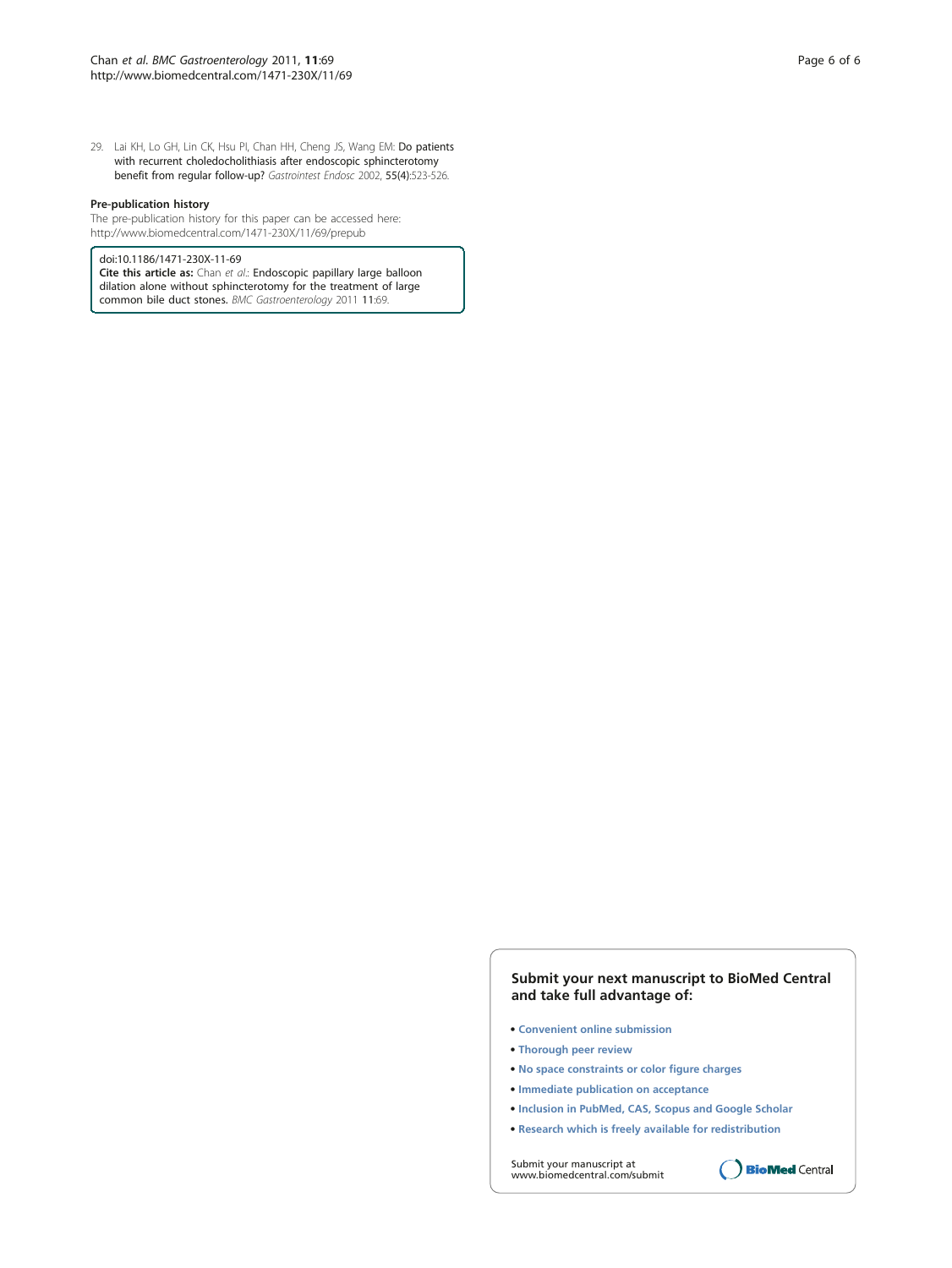29. Lai KH, Lo GH, Lin CK, Hsu PI, Chan HH, Cheng JS, Wang EM: **Do patients with recurrent choledocholithiasis after endoscopic sphincterotomy benefit from regular follow-up?** *Gastrointest Endosc* 2002, **55(4)**:523-526.

**Pre-publication history**

The pre-publication history for this paper can be accessed here: http://www.biomedcentral.com/1471-230X/11/69/prepub

doi:10.1186/1471-230X-11-69

**Cite this article as:** Chan *et al.*: **Endoscopic papillary large balloon dilation alone without sphincterotomy for the treatment of large common bile duct stones.** *BMC Gastroenterology* 2011 **11**:69.

**Submit your next manuscript to BioMed Central and take full advantage of:**

- **Convenient online submission**
- **Thorough peer review**
- **No space constraints or color figure charges**
- **Immediate publication on acceptance**
- **Inclusion in PubMed, CAS, Scopus and Google Scholar**
- **Research which is freely available for redistribution**

Submit your manuscript at www.biomedcentral.com/submit

BioMed Central